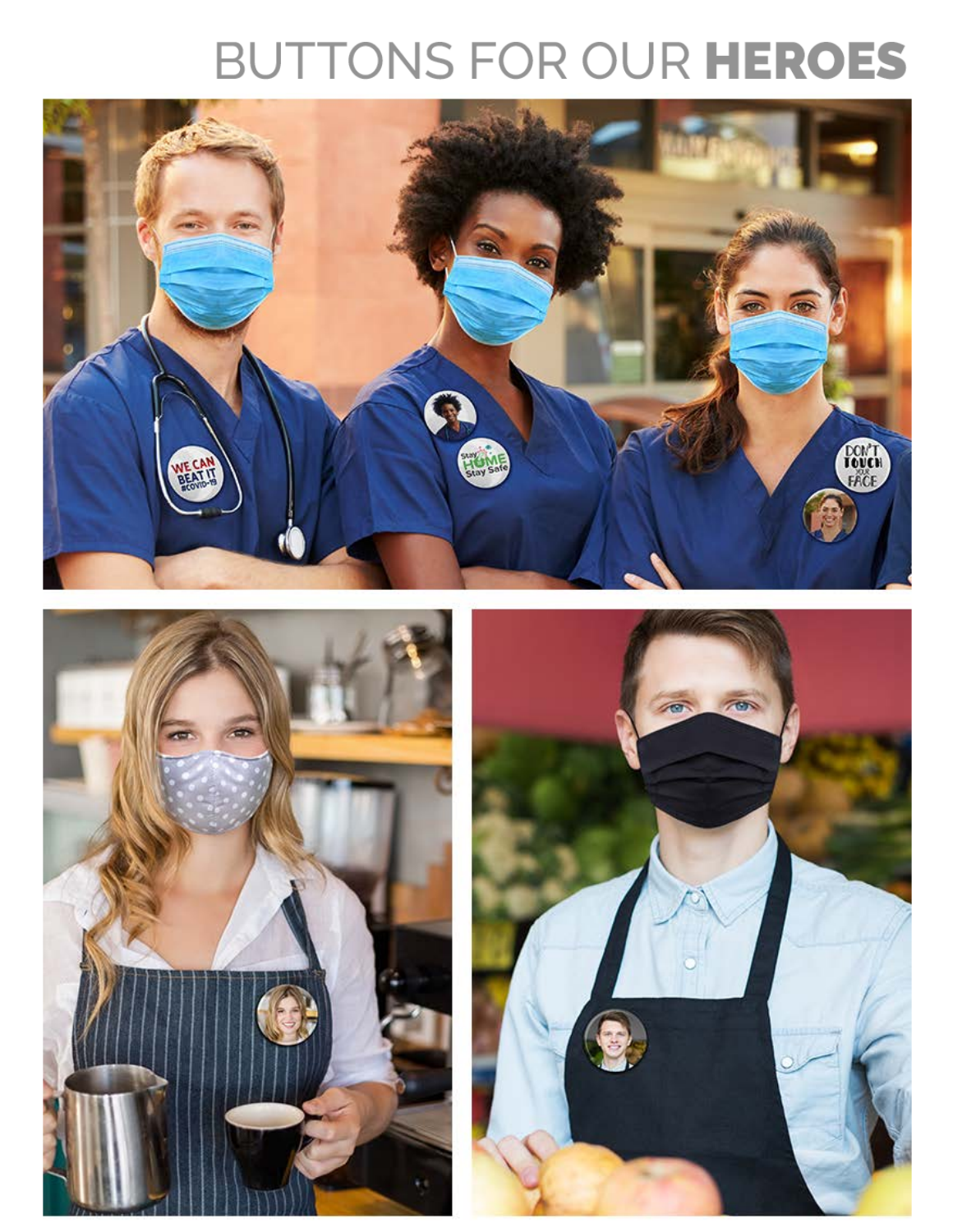# BUTTONS FOR OUR **HEROES**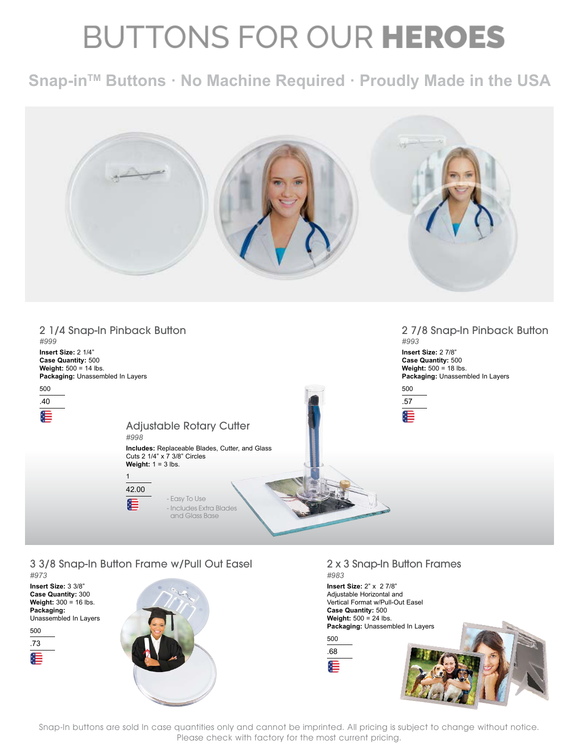# BUTTONS FOR OUR **HEROES**

## Snap-in™ Buttons · No Machine Required · Proudly Made in the USA

### 2 1/4 Snap-In Pinback Button

*#999*

**Insert Size:** 2 1/4"
**Case Quantity:** 500
**Weight:** 500 = 14 lbs.
**Packaging:** Unassembled In Layers

| 500 |
|---|
| .40 |

### 2 7/8 Snap-In Pinback Button

*#993*

**Insert Size:** 2 7/8"
**Case Quantity:** 500
**Weight:** 500 = 18 lbs.
**Packaging:** Unassembled In Layers

| 500 |
|---|
| .57 |

### Adjustable Rotary Cutter

*#998*

**Includes:** Replaceable Blades, Cutter, and Glass
Cuts 2 1/4" x 7 3/8" Circles
**Weight:** 1 = 3 lbs.

| 1 |
|---|
| 42.00 |

- Easy To Use
- Includes Extra Blades and Glass Base

### 3 3/8 Snap-In Button Frame w/Pull Out Easel

*#973*

**Insert Size:** 3 3/8"
**Case Quantity:** 300
**Weight:** 300 = 16 lbs.
**Packaging:** Unassembled In Layers

| 500 |
|---|
| .73 |

### 2 x 3 Snap-In Button Frames

*#983*

**Insert Size:** 2" x 2 7/8"
Adjustable Horizontal and Vertical Format w/Pull-Out Easel
**Case Quantity:** 500
**Weight:** 500 = 24 lbs.
**Packaging:** Unassembled In Layers

| 500 |
|---|
| .68 |

Snap-In buttons are sold In case quantities only and cannot be imprinted. All pricing is subject to change without notice. Please check with factory for the most current pricing.